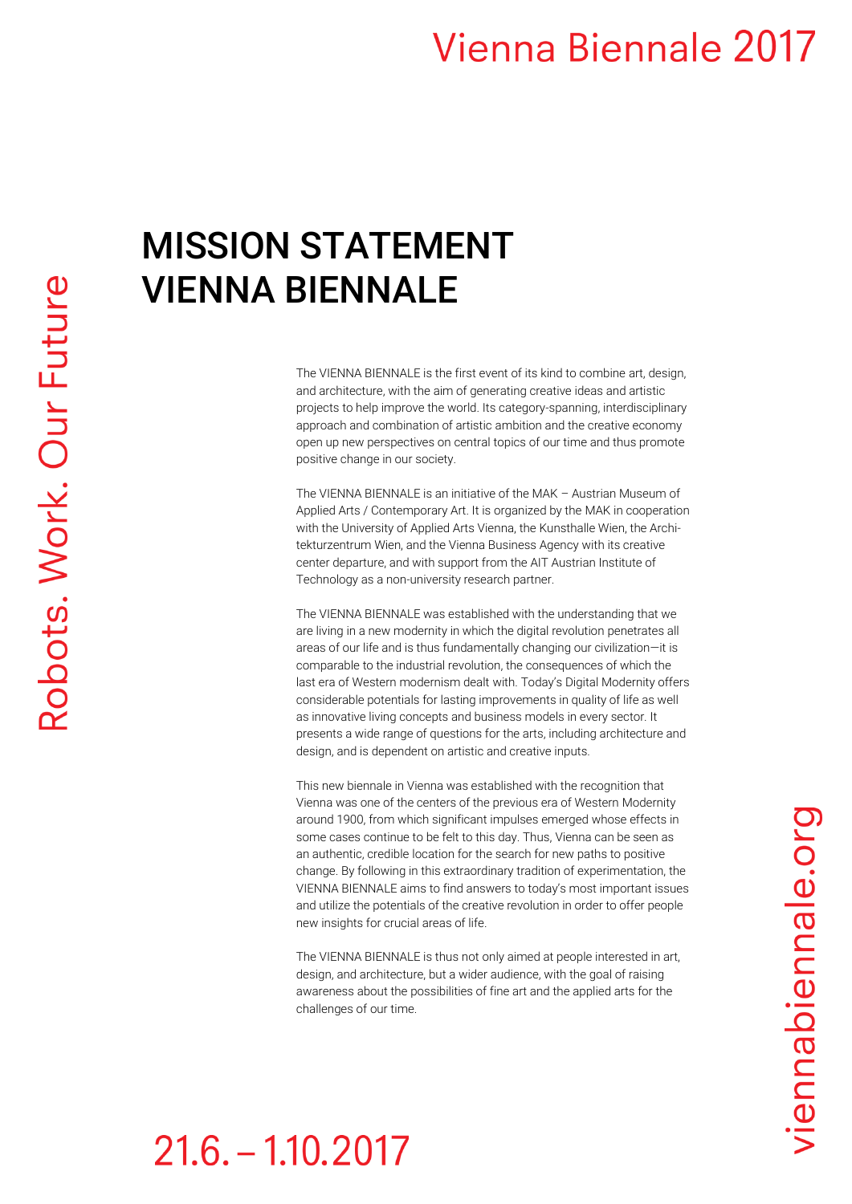# MISSION STATEMENT VIENNA BIENNALE

The VIENNA BIENNALE is the first event of its kind to combine art, design, and architecture, with the aim of generating creative ideas and artistic projects to help improve the world. Its category-spanning, interdisciplinary approach and combination of artistic ambition and the creative economy open up new perspectives on central topics of our time and thus promote positive change in our society.

The VIENNA BIENNALE is an initiative of the MAK – Austrian Museum of Applied Arts / Contemporary Art. It is organized by the MAK in cooperation with the University of Applied Arts Vienna, the Kunsthalle Wien, the Architekturzentrum Wien, and the Vienna Business Agency with its creative center departure, and with support from the AIT Austrian Institute of Technology as a non-university research partner.

The VIENNA BIENNALE was established with the understanding that we are living in a new modernity in which the digital revolution penetrates all areas of our life and is thus fundamentally changing our civilization—it is comparable to the industrial revolution, the consequences of which the last era of Western modernism dealt with. Today's Digital Modernity offers considerable potentials for lasting improvements in quality of life as well as innovative living concepts and business models in every sector. It presents a wide range of questions for the arts, including architecture and design, and is dependent on artistic and creative inputs.

This new biennale in Vienna was established with the recognition that Vienna was one of the centers of the previous era of Western Modernity around 1900, from which significant impulses emerged whose effects in some cases continue to be felt to this day. Thus, Vienna can be seen as an authentic, credible location for the search for new paths to positive change. By following in this extraordinary tradition of experimentation, the VIENNA BIENNALE aims to find answers to today's most important issues and utilize the potentials of the creative revolution in order to offer people new insights for crucial areas of life.

The VIENNA BIENNALE is thus not only aimed at people interested in art, design, and architecture, but a wider audience, with the goal of raising awareness about the possibilities of fine art and the applied arts for the challenges of our time.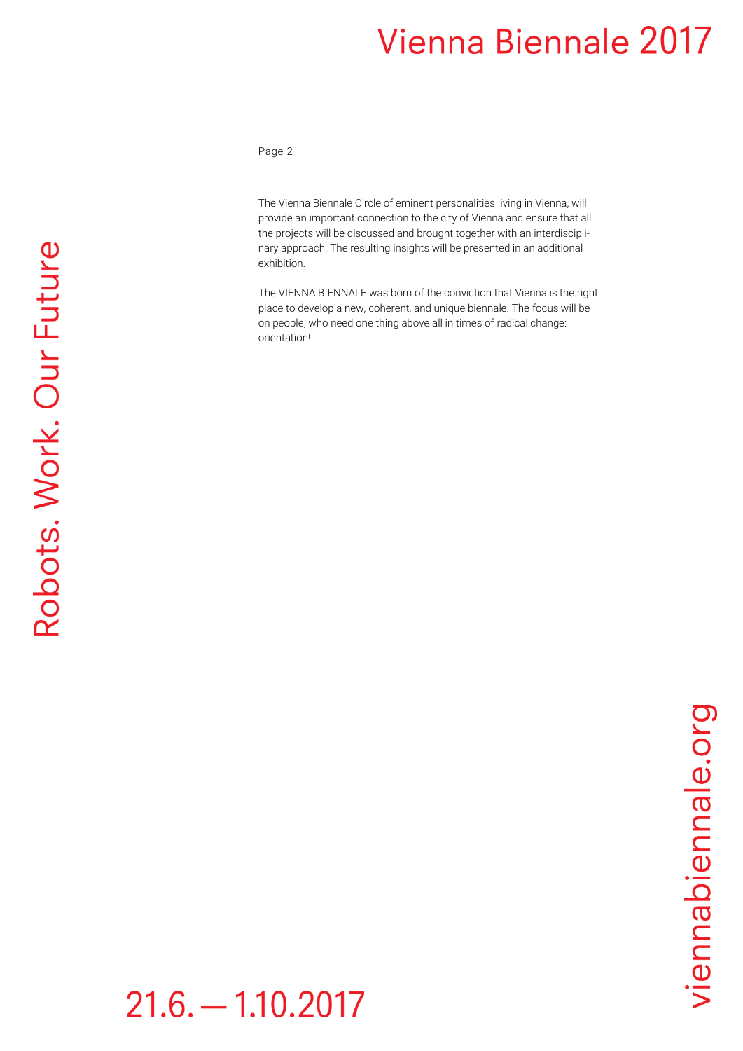The Vienna Biennale Circle of eminent personalities living in Vienna, will provide an important connection to the city of Vienna and ensure that all the projects will be discussed and brought together with an interdisciplinary approach. The resulting insights will be presented in an additional exhibition.

The VIENNA BIENNALE was born of the conviction that Vienna is the right place to develop a new, coherent, and unique biennale. The focus will be on people, who need one thing above all in times of radical change: orientation!